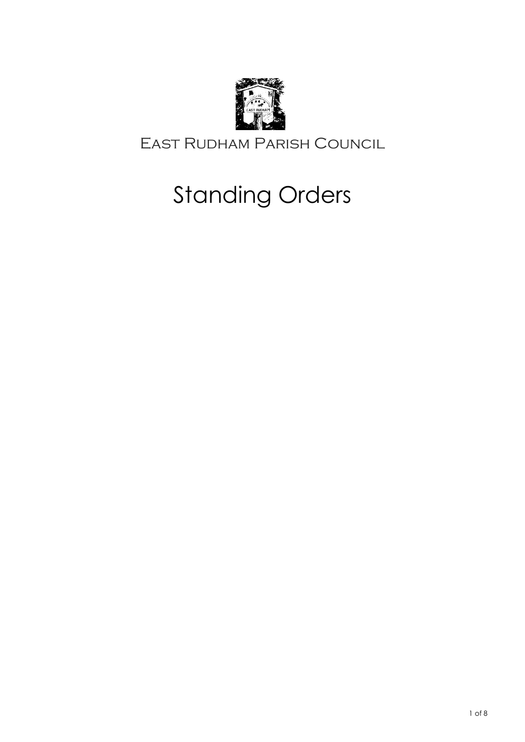East Rudham Parish Council

# Standing Orders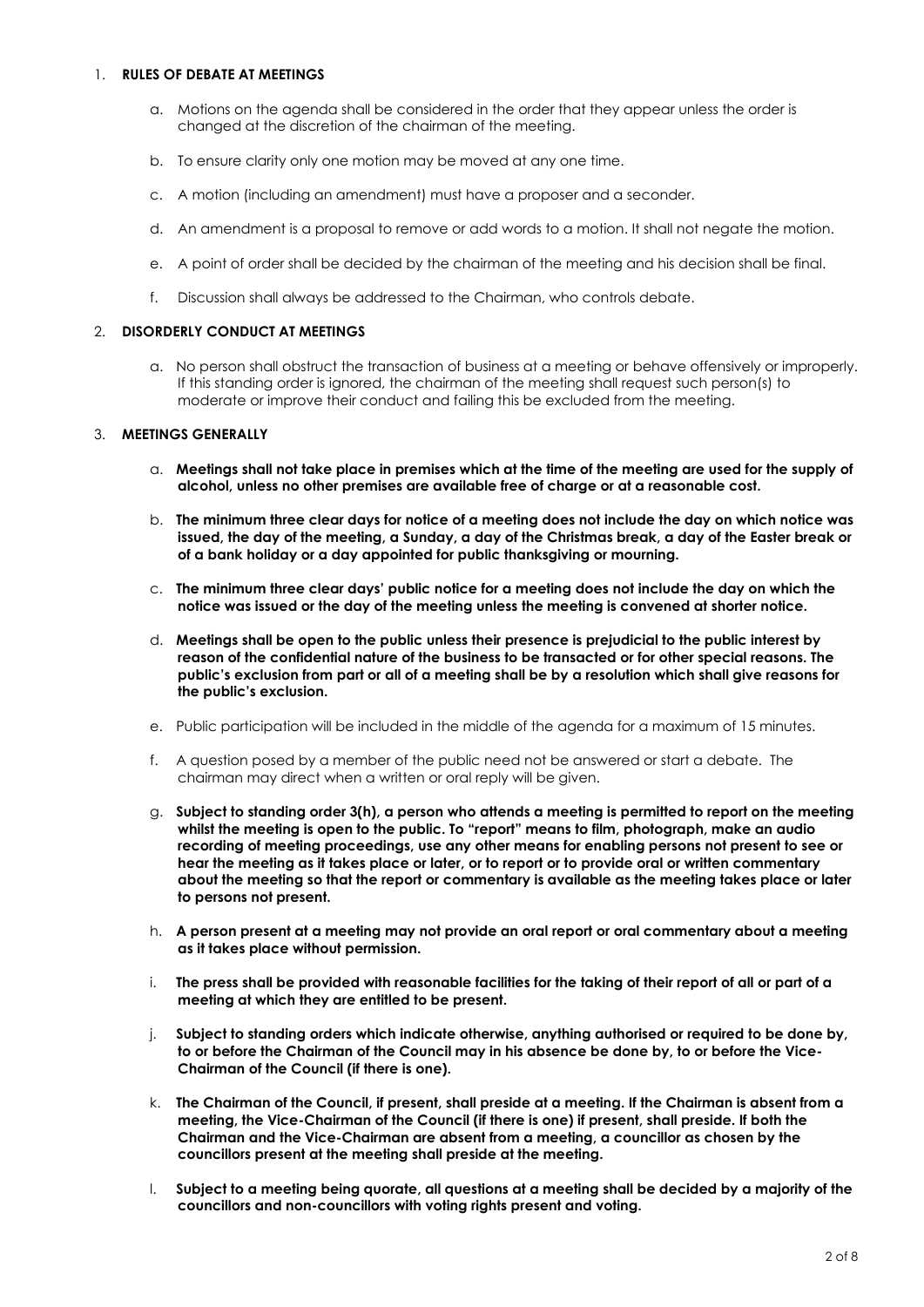1. **RULES OF DEBATE AT MEETINGS**

   a. Motions on the agenda shall be considered in the order that they appear unless the order is changed at the discretion of the chairman of the meeting.

   b. To ensure clarity only one motion may be moved at any one time.

   c. A motion (including an amendment) must have a proposer and a seconder.

   d. An amendment is a proposal to remove or add words to a motion. It shall not negate the motion.

   e. A point of order shall be decided by the chairman of the meeting and his decision shall be final.

   f. Discussion shall always be addressed to the Chairman, who controls debate.

2. **DISORDERLY CONDUCT AT MEETINGS**

   a. No person shall obstruct the transaction of business at a meeting or behave offensively or improperly. If this standing order is ignored, the chairman of the meeting shall request such person(s) to moderate or improve their conduct and failing this be excluded from the meeting.

3. **MEETINGS GENERALLY**

   a. **Meetings shall not take place in premises which at the time of the meeting are used for the supply of alcohol, unless no other premises are available free of charge or at a reasonable cost.**

   b. **The minimum three clear days for notice of a meeting does not include the day on which notice was issued, the day of the meeting, a Sunday, a day of the Christmas break, a day of the Easter break or of a bank holiday or a day appointed for public thanksgiving or mourning.**

   c. **The minimum three clear days' public notice for a meeting does not include the day on which the notice was issued or the day of the meeting unless the meeting is convened at shorter notice.**

   d. **Meetings shall be open to the public unless their presence is prejudicial to the public interest by reason of the confidential nature of the business to be transacted or for other special reasons. The public's exclusion from part or all of a meeting shall be by a resolution which shall give reasons for the public's exclusion.**

   e. Public participation will be included in the middle of the agenda for a maximum of 15 minutes.

   f. A question posed by a member of the public need not be answered or start a debate. The chairman may direct when a written or oral reply will be given.

   g. **Subject to standing order 3(h), a person who attends a meeting is permitted to report on the meeting whilst the meeting is open to the public. To "report" means to film, photograph, make an audio recording of meeting proceedings, use any other means for enabling persons not present to see or hear the meeting as it takes place or later, or to report or to provide oral or written commentary about the meeting so that the report or commentary is available as the meeting takes place or later to persons not present.**

   h. **A person present at a meeting may not provide an oral report or oral commentary about a meeting as it takes place without permission.**

   i. **The press shall be provided with reasonable facilities for the taking of their report of all or part of a meeting at which they are entitled to be present.**

   j. **Subject to standing orders which indicate otherwise, anything authorised or required to be done by, to or before the Chairman of the Council may in his absence be done by, to or before the Vice-Chairman of the Council (if there is one).**

   k. **The Chairman of the Council, if present, shall preside at a meeting. If the Chairman is absent from a meeting, the Vice-Chairman of the Council (if there is one) if present, shall preside. If both the Chairman and the Vice-Chairman are absent from a meeting, a councillor as chosen by the councillors present at the meeting shall preside at the meeting.**

   l. **Subject to a meeting being quorate, all questions at a meeting shall be decided by a majority of the councillors and non-councillors with voting rights present and voting.**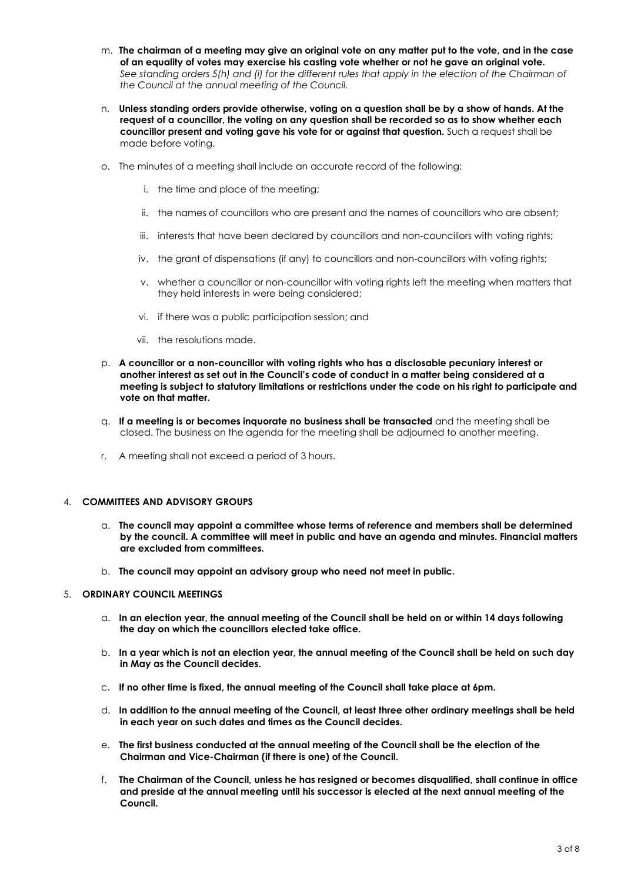m. **The chairman of a meeting may give an original vote on any matter put to the vote, and in the case of an equality of votes may exercise his casting vote whether or not he gave an original vote.** *See standing orders 5(h) and (i) for the different rules that apply in the election of the Chairman of the Council at the annual meeting of the Council.*

n. **Unless standing orders provide otherwise, voting on a question shall be by a show of hands. At the request of a councillor, the voting on any question shall be recorded so as to show whether each councillor present and voting gave his vote for or against that question.** Such a request shall be made before voting.

o. The minutes of a meeting shall include an accurate record of the following:

   i. the time and place of the meeting;

   ii. the names of councillors who are present and the names of councillors who are absent;

   iii. interests that have been declared by councillors and non-councillors with voting rights;

   iv. the grant of dispensations (if any) to councillors and non-councillors with voting rights;

   v. whether a councillor or non-councillor with voting rights left the meeting when matters that they held interests in were being considered;

   vi. if there was a public participation session; and

   vii. the resolutions made.

p. **A councillor or a non-councillor with voting rights who has a disclosable pecuniary interest or another interest as set out in the Council's code of conduct in a matter being considered at a meeting is subject to statutory limitations or restrictions under the code on his right to participate and vote on that matter.**

q. **If a meeting is or becomes inquorate no business shall be transacted** and the meeting shall be closed. The business on the agenda for the meeting shall be adjourned to another meeting.

r. A meeting shall not exceed a period of 3 hours.

4. **COMMITTEES AND ADVISORY GROUPS**

   a. **The council may appoint a committee whose terms of reference and members shall be determined by the council. A committee will meet in public and have an agenda and minutes. Financial matters are excluded from committees.**

   b. **The council may appoint an advisory group who need not meet in public.**

5. **ORDINARY COUNCIL MEETINGS**

   a. **In an election year, the annual meeting of the Council shall be held on or within 14 days following the day on which the councillors elected take office.**

   b. **In a year which is not an election year, the annual meeting of the Council shall be held on such day in May as the Council decides.**

   c. **If no other time is fixed, the annual meeting of the Council shall take place at 6pm.**

   d. **In addition to the annual meeting of the Council, at least three other ordinary meetings shall be held in each year on such dates and times as the Council decides.**

   e. **The first business conducted at the annual meeting of the Council shall be the election of the Chairman and Vice-Chairman (if there is one) of the Council.**

   f. **The Chairman of the Council, unless he has resigned or becomes disqualified, shall continue in office and preside at the annual meeting until his successor is elected at the next annual meeting of the Council.**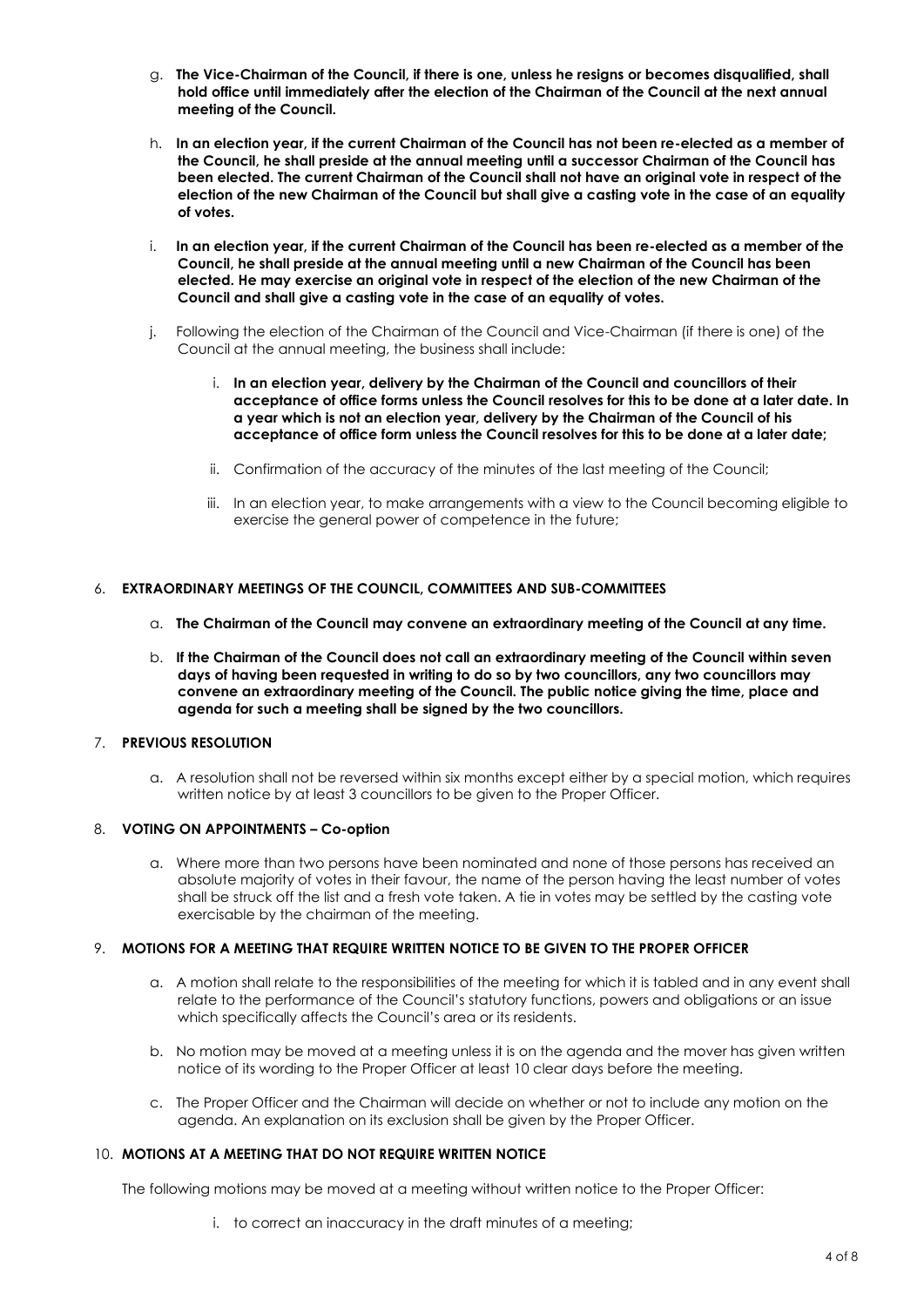g. **The Vice-Chairman of the Council, if there is one, unless he resigns or becomes disqualified, shall hold office until immediately after the election of the Chairman of the Council at the next annual meeting of the Council.**

h. **In an election year, if the current Chairman of the Council has not been re-elected as a member of the Council, he shall preside at the annual meeting until a successor Chairman of the Council has been elected. The current Chairman of the Council shall not have an original vote in respect of the election of the new Chairman of the Council but shall give a casting vote in the case of an equality of votes.**

i. **In an election year, if the current Chairman of the Council has been re-elected as a member of the Council, he shall preside at the annual meeting until a new Chairman of the Council has been elected. He may exercise an original vote in respect of the election of the new Chairman of the Council and shall give a casting vote in the case of an equality of votes.**

j. Following the election of the Chairman of the Council and Vice-Chairman (if there is one) of the Council at the annual meeting, the business shall include:

   i. **In an election year, delivery by the Chairman of the Council and councillors of their acceptance of office forms unless the Council resolves for this to be done at a later date. In a year which is not an election year, delivery by the Chairman of the Council of his acceptance of office form unless the Council resolves for this to be done at a later date;**

   ii. Confirmation of the accuracy of the minutes of the last meeting of the Council;

   iii. In an election year, to make arrangements with a view to the Council becoming eligible to exercise the general power of competence in the future;

## 6. EXTRAORDINARY MEETINGS OF THE COUNCIL, COMMITTEES AND SUB-COMMITTEES

a. **The Chairman of the Council may convene an extraordinary meeting of the Council at any time.**

b. **If the Chairman of the Council does not call an extraordinary meeting of the Council within seven days of having been requested in writing to do so by two councillors, any two councillors may convene an extraordinary meeting of the Council. The public notice giving the time, place and agenda for such a meeting shall be signed by the two councillors.**

## 7. PREVIOUS RESOLUTION

a. A resolution shall not be reversed within six months except either by a special motion, which requires written notice by at least 3 councillors to be given to the Proper Officer.

## 8. VOTING ON APPOINTMENTS – Co-option

a. Where more than two persons have been nominated and none of those persons has received an absolute majority of votes in their favour, the name of the person having the least number of votes shall be struck off the list and a fresh vote taken. A tie in votes may be settled by the casting vote exercisable by the chairman of the meeting.

## 9. MOTIONS FOR A MEETING THAT REQUIRE WRITTEN NOTICE TO BE GIVEN TO THE PROPER OFFICER

a. A motion shall relate to the responsibilities of the meeting for which it is tabled and in any event shall relate to the performance of the Council's statutory functions, powers and obligations or an issue which specifically affects the Council's area or its residents.

b. No motion may be moved at a meeting unless it is on the agenda and the mover has given written notice of its wording to the Proper Officer at least 10 clear days before the meeting.

c. The Proper Officer and the Chairman will decide on whether or not to include any motion on the agenda. An explanation on its exclusion shall be given by the Proper Officer.

## 10. MOTIONS AT A MEETING THAT DO NOT REQUIRE WRITTEN NOTICE

The following motions may be moved at a meeting without written notice to the Proper Officer:

   i. to correct an inaccuracy in the draft minutes of a meeting;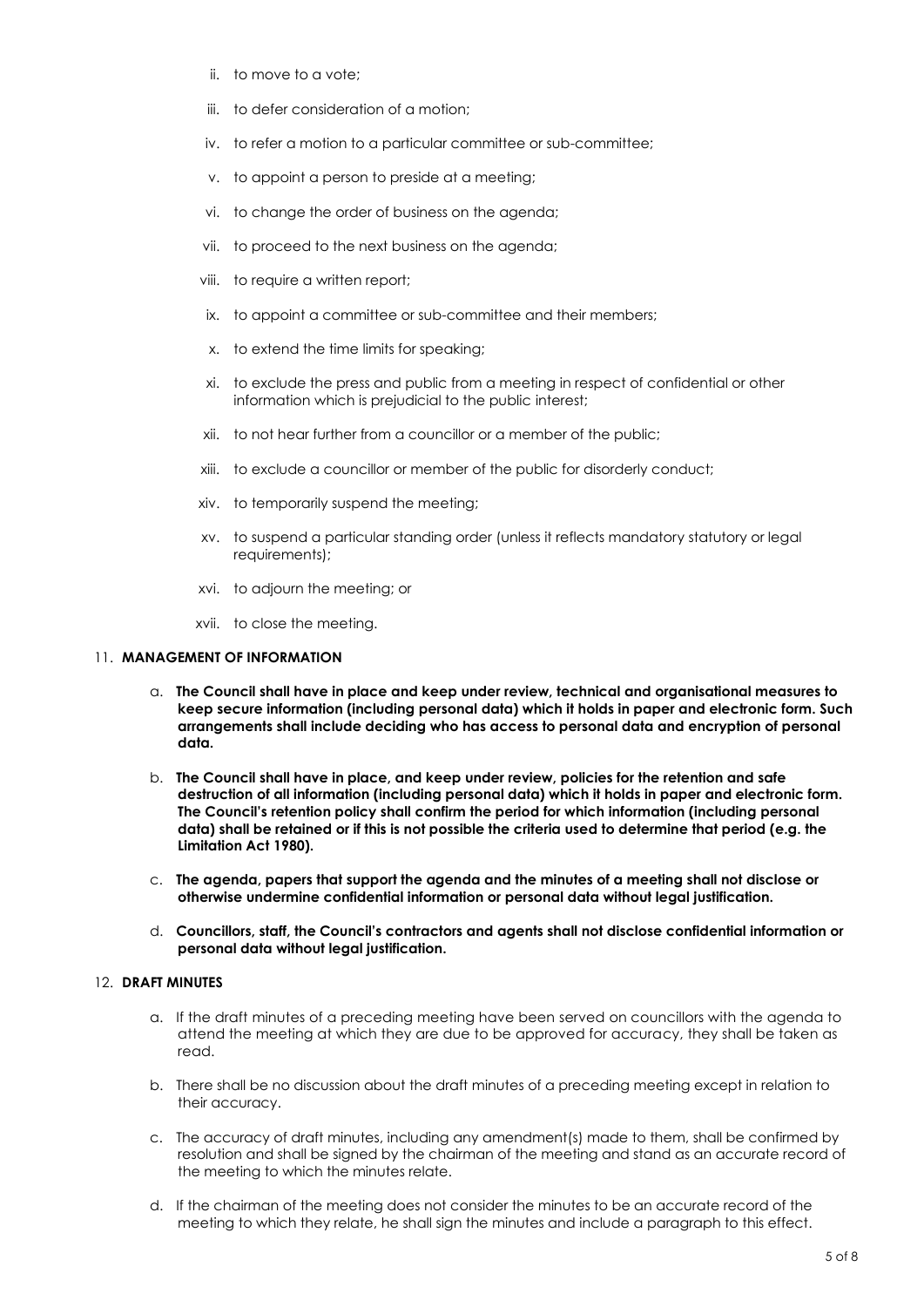ii. to move to a vote;

iii. to defer consideration of a motion;

iv. to refer a motion to a particular committee or sub-committee;

v. to appoint a person to preside at a meeting;

vi. to change the order of business on the agenda;

vii. to proceed to the next business on the agenda;

viii. to require a written report;

ix. to appoint a committee or sub-committee and their members;

x. to extend the time limits for speaking;

xi. to exclude the press and public from a meeting in respect of confidential or other information which is prejudicial to the public interest;

xii. to not hear further from a councillor or a member of the public;

xiii. to exclude a councillor or member of the public for disorderly conduct;

xiv. to temporarily suspend the meeting;

xv. to suspend a particular standing order (unless it reflects mandatory statutory or legal requirements);

xvi. to adjourn the meeting; or

xvii. to close the meeting.

11. **MANAGEMENT OF INFORMATION**

a. **The Council shall have in place and keep under review, technical and organisational measures to keep secure information (including personal data) which it holds in paper and electronic form. Such arrangements shall include deciding who has access to personal data and encryption of personal data.**

b. **The Council shall have in place, and keep under review, policies for the retention and safe destruction of all information (including personal data) which it holds in paper and electronic form. The Council's retention policy shall confirm the period for which information (including personal data) shall be retained or if this is not possible the criteria used to determine that period (e.g. the Limitation Act 1980).**

c. **The agenda, papers that support the agenda and the minutes of a meeting shall not disclose or otherwise undermine confidential information or personal data without legal justification.**

d. **Councillors, staff, the Council's contractors and agents shall not disclose confidential information or personal data without legal justification.**

12. **DRAFT MINUTES**

a. If the draft minutes of a preceding meeting have been served on councillors with the agenda to attend the meeting at which they are due to be approved for accuracy, they shall be taken as read.

b. There shall be no discussion about the draft minutes of a preceding meeting except in relation to their accuracy.

c. The accuracy of draft minutes, including any amendment(s) made to them, shall be confirmed by resolution and shall be signed by the chairman of the meeting and stand as an accurate record of the meeting to which the minutes relate.

d. If the chairman of the meeting does not consider the minutes to be an accurate record of the meeting to which they relate, he shall sign the minutes and include a paragraph to this effect.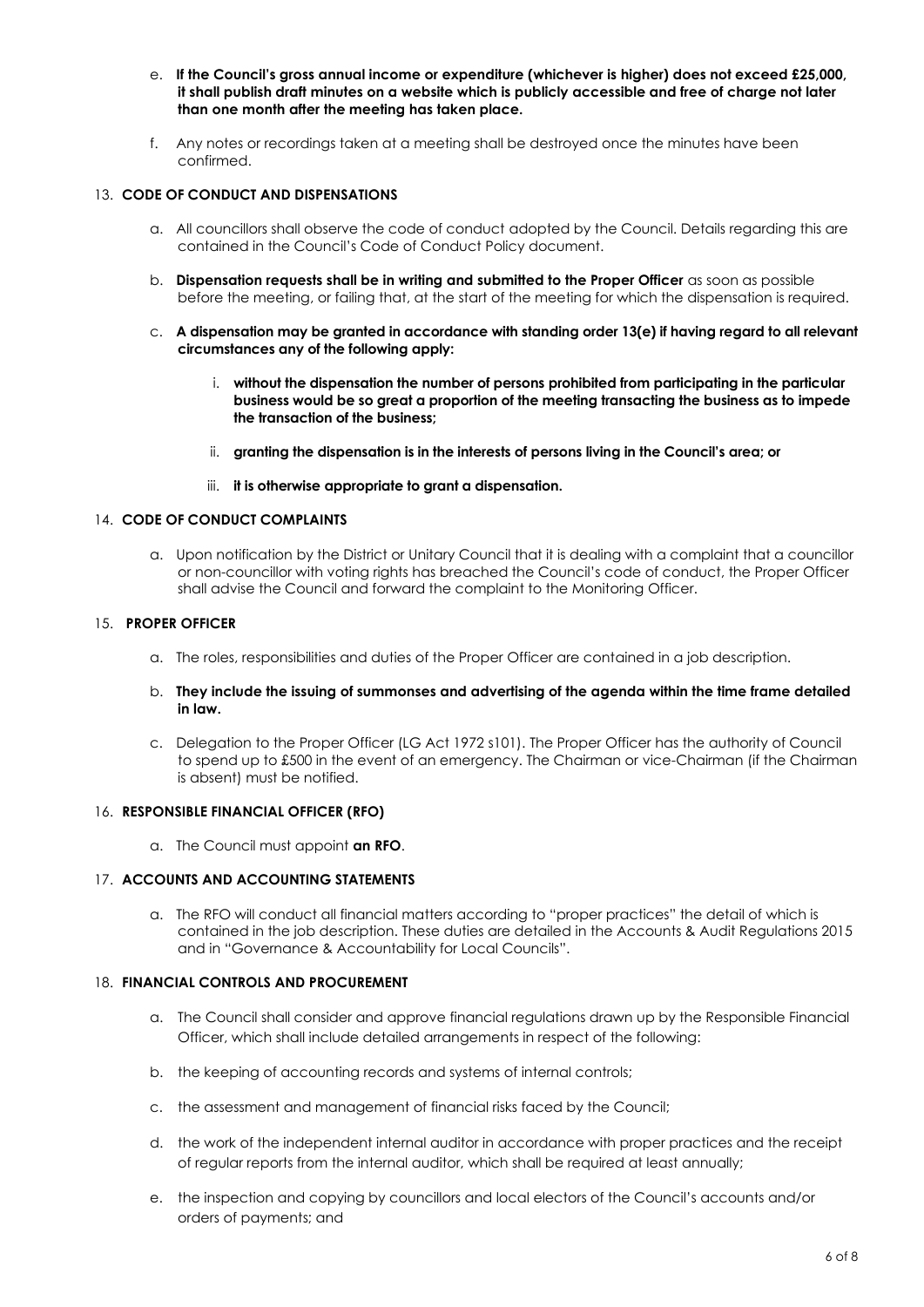e. **If the Council's gross annual income or expenditure (whichever is higher) does not exceed £25,000, it shall publish draft minutes on a website which is publicly accessible and free of charge not later than one month after the meeting has taken place.**

f. Any notes or recordings taken at a meeting shall be destroyed once the minutes have been confirmed.

13. **CODE OF CONDUCT AND DISPENSATIONS**

a. All councillors shall observe the code of conduct adopted by the Council. Details regarding this are contained in the Council's Code of Conduct Policy document.

b. **Dispensation requests shall be in writing and submitted to the Proper Officer** as soon as possible before the meeting, or failing that, at the start of the meeting for which the dispensation is required.

c. **A dispensation may be granted in accordance with standing order 13(e) if having regard to all relevant circumstances any of the following apply:**

   i. **without the dispensation the number of persons prohibited from participating in the particular business would be so great a proportion of the meeting transacting the business as to impede the transaction of the business;**

   ii. **granting the dispensation is in the interests of persons living in the Council's area; or**

   iii. **it is otherwise appropriate to grant a dispensation.**

14. **CODE OF CONDUCT COMPLAINTS**

a. Upon notification by the District or Unitary Council that it is dealing with a complaint that a councillor or non-councillor with voting rights has breached the Council's code of conduct, the Proper Officer shall advise the Council and forward the complaint to the Monitoring Officer.

15. **PROPER OFFICER**

a. The roles, responsibilities and duties of the Proper Officer are contained in a job description.

b. **They include the issuing of summonses and advertising of the agenda within the time frame detailed in law.**

c. Delegation to the Proper Officer (LG Act 1972 s101). The Proper Officer has the authority of Council to spend up to £500 in the event of an emergency. The Chairman or vice-Chairman (if the Chairman is absent) must be notified.

16. **RESPONSIBLE FINANCIAL OFFICER (RFO)**

a. The Council must appoint **an RFO**.

17. **ACCOUNTS AND ACCOUNTING STATEMENTS**

a. The RFO will conduct all financial matters according to "proper practices" the detail of which is contained in the job description. These duties are detailed in the Accounts & Audit Regulations 2015 and in "Governance & Accountability for Local Councils".

18. **FINANCIAL CONTROLS AND PROCUREMENT**

a. The Council shall consider and approve financial regulations drawn up by the Responsible Financial Officer, which shall include detailed arrangements in respect of the following:

b. the keeping of accounting records and systems of internal controls;

c. the assessment and management of financial risks faced by the Council;

d. the work of the independent internal auditor in accordance with proper practices and the receipt of regular reports from the internal auditor, which shall be required at least annually;

e. the inspection and copying by councillors and local electors of the Council's accounts and/or orders of payments; and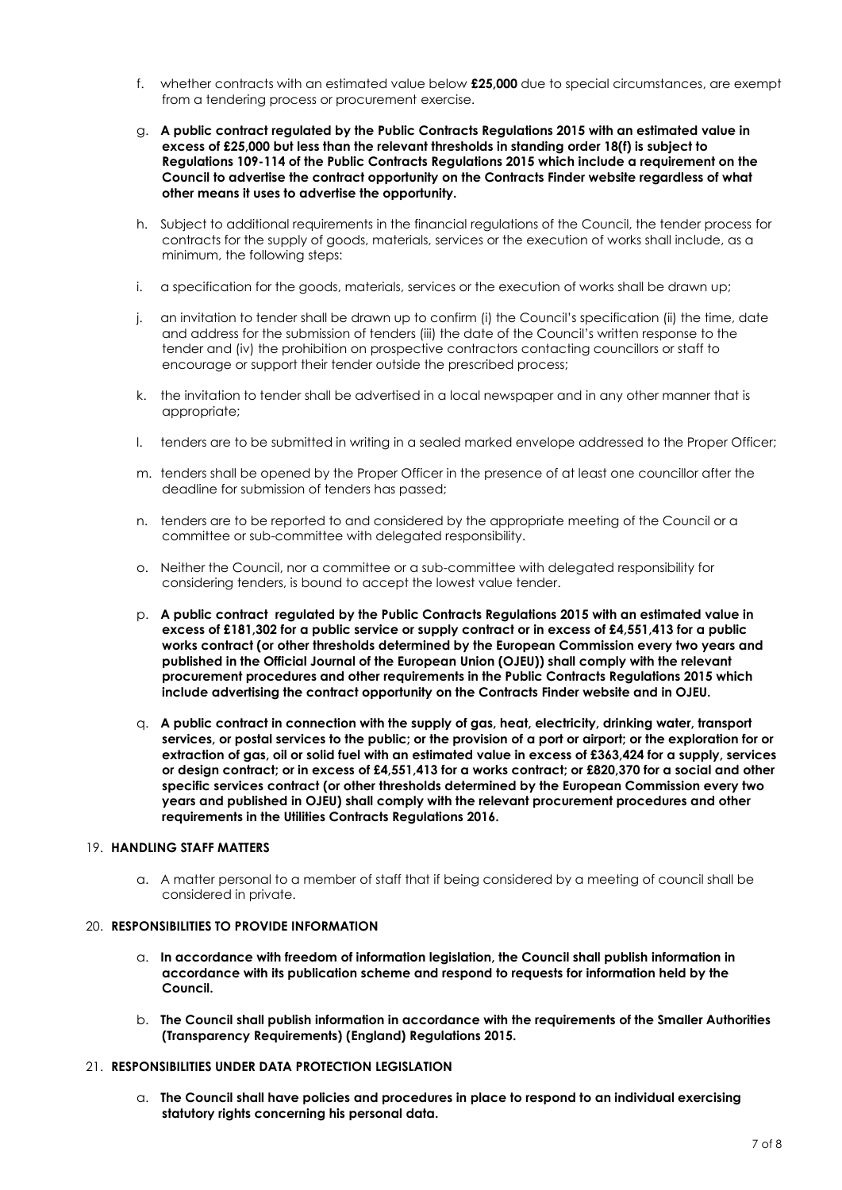f. whether contracts with an estimated value below **£25,000** due to special circumstances, are exempt from a tendering process or procurement exercise.

g. **A public contract regulated by the Public Contracts Regulations 2015 with an estimated value in excess of £25,000 but less than the relevant thresholds in standing order 18(f) is subject to Regulations 109-114 of the Public Contracts Regulations 2015 which include a requirement on the Council to advertise the contract opportunity on the Contracts Finder website regardless of what other means it uses to advertise the opportunity.**

h. Subject to additional requirements in the financial regulations of the Council, the tender process for contracts for the supply of goods, materials, services or the execution of works shall include, as a minimum, the following steps:

i. a specification for the goods, materials, services or the execution of works shall be drawn up;

j. an invitation to tender shall be drawn up to confirm (i) the Council's specification (ii) the time, date and address for the submission of tenders (iii) the date of the Council's written response to the tender and (iv) the prohibition on prospective contractors contacting councillors or staff to encourage or support their tender outside the prescribed process;

k. the invitation to tender shall be advertised in a local newspaper and in any other manner that is appropriate;

l. tenders are to be submitted in writing in a sealed marked envelope addressed to the Proper Officer;

m. tenders shall be opened by the Proper Officer in the presence of at least one councillor after the deadline for submission of tenders has passed;

n. tenders are to be reported to and considered by the appropriate meeting of the Council or a committee or sub-committee with delegated responsibility.

o. Neither the Council, nor a committee or a sub-committee with delegated responsibility for considering tenders, is bound to accept the lowest value tender.

p. **A public contract regulated by the Public Contracts Regulations 2015 with an estimated value in excess of £181,302 for a public service or supply contract or in excess of £4,551,413 for a public works contract (or other thresholds determined by the European Commission every two years and published in the Official Journal of the European Union (OJEU)) shall comply with the relevant procurement procedures and other requirements in the Public Contracts Regulations 2015 which include advertising the contract opportunity on the Contracts Finder website and in OJEU.**

q. **A public contract in connection with the supply of gas, heat, electricity, drinking water, transport services, or postal services to the public; or the provision of a port or airport; or the exploration for or extraction of gas, oil or solid fuel with an estimated value in excess of £363,424 for a supply, services or design contract; or in excess of £4,551,413 for a works contract; or £820,370 for a social and other specific services contract (or other thresholds determined by the European Commission every two years and published in OJEU) shall comply with the relevant procurement procedures and other requirements in the Utilities Contracts Regulations 2016.**

## 19. HANDLING STAFF MATTERS

a. A matter personal to a member of staff that if being considered by a meeting of council shall be considered in private.

## 20. RESPONSIBILITIES TO PROVIDE INFORMATION

a. **In accordance with freedom of information legislation, the Council shall publish information in accordance with its publication scheme and respond to requests for information held by the Council.**

b. **The Council shall publish information in accordance with the requirements of the Smaller Authorities (Transparency Requirements) (England) Regulations 2015.**

## 21. RESPONSIBILITIES UNDER DATA PROTECTION LEGISLATION

a. **The Council shall have policies and procedures in place to respond to an individual exercising statutory rights concerning his personal data.**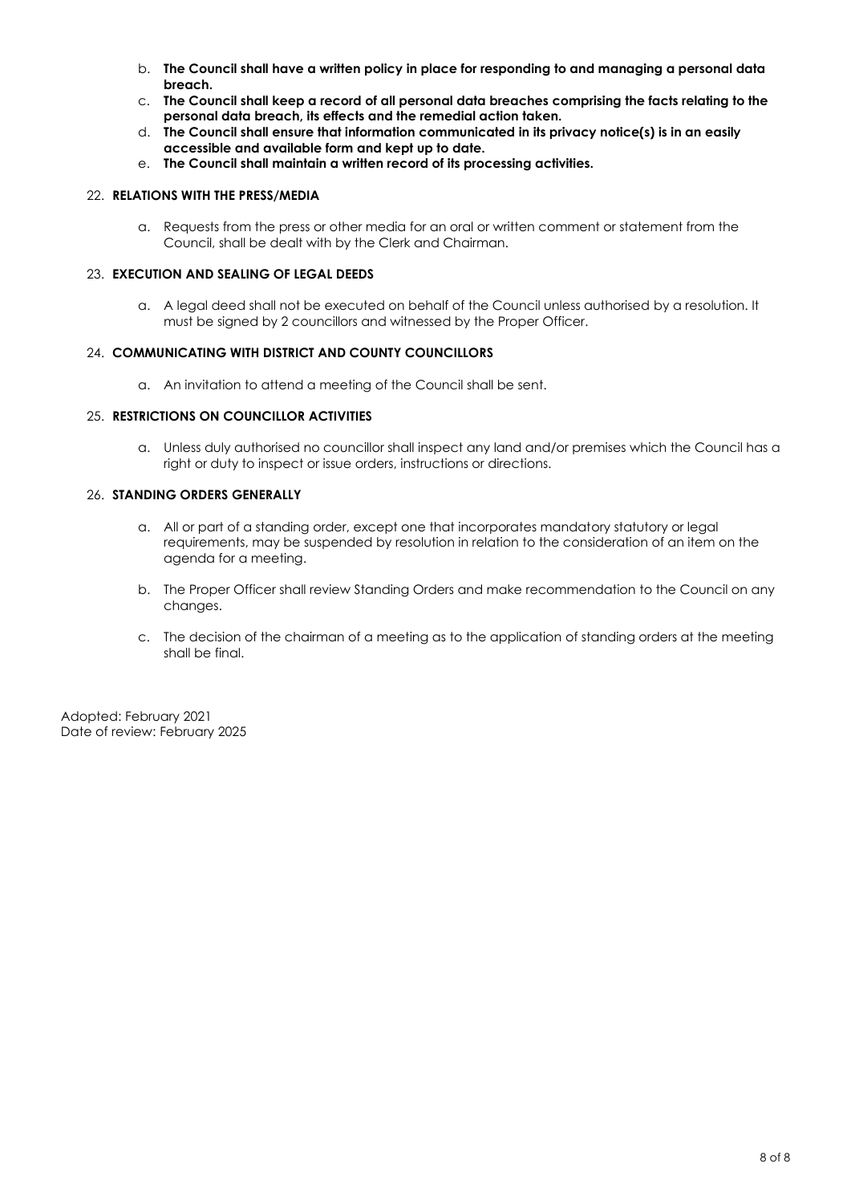b. **The Council shall have a written policy in place for responding to and managing a personal data breach.**
c. **The Council shall keep a record of all personal data breaches comprising the facts relating to the personal data breach, its effects and the remedial action taken.**
d. **The Council shall ensure that information communicated in its privacy notice(s) is in an easily accessible and available form and kept up to date.**
e. **The Council shall maintain a written record of its processing activities.**

## 22. RELATIONS WITH THE PRESS/MEDIA

a. Requests from the press or other media for an oral or written comment or statement from the Council, shall be dealt with by the Clerk and Chairman.

## 23. EXECUTION AND SEALING OF LEGAL DEEDS

a. A legal deed shall not be executed on behalf of the Council unless authorised by a resolution. It must be signed by 2 councillors and witnessed by the Proper Officer.

## 24. COMMUNICATING WITH DISTRICT AND COUNTY COUNCILLORS

a. An invitation to attend a meeting of the Council shall be sent.

## 25. RESTRICTIONS ON COUNCILLOR ACTIVITIES

a. Unless duly authorised no councillor shall inspect any land and/or premises which the Council has a right or duty to inspect or issue orders, instructions or directions.

## 26. STANDING ORDERS GENERALLY

a. All or part of a standing order, except one that incorporates mandatory statutory or legal requirements, may be suspended by resolution in relation to the consideration of an item on the agenda for a meeting.

b. The Proper Officer shall review Standing Orders and make recommendation to the Council on any changes.

c. The decision of the chairman of a meeting as to the application of standing orders at the meeting shall be final.

Adopted: February 2021
Date of review: February 2025